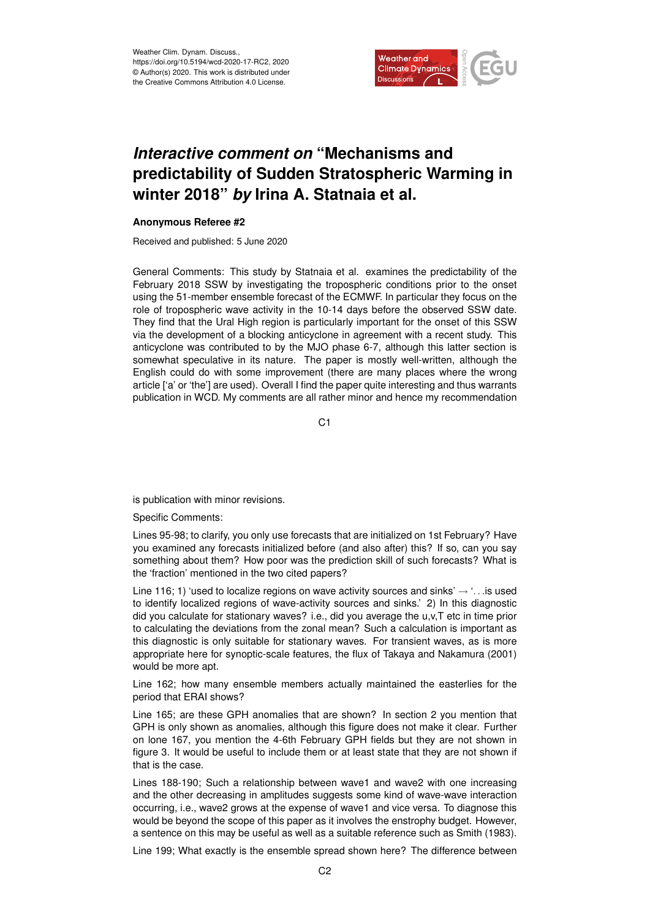# *Interactive comment on* "Mechanisms and predictability of Sudden Stratospheric Warming in winter 2018" *by* Irina A. Statnaia et al.

**Anonymous Referee #2**

Received and published: 5 June 2020

General Comments: This study by Statnaia et al. examines the predictability of the February 2018 SSW by investigating the tropospheric conditions prior to the onset using the 51-member ensemble forecast of the ECMWF. In particular they focus on the role of tropospheric wave activity in the 10-14 days before the observed SSW date. They find that the Ural High region is particularly important for the onset of this SSW via the development of a blocking anticyclone in agreement with a recent study. This anticyclone was contributed to by the MJO phase 6-7, although this latter section is somewhat speculative in its nature. The paper is mostly well-written, although the English could do with some improvement (there are many places where the wrong article ['a' or 'the'] are used). Overall I find the paper quite interesting and thus warrants publication in WCD. My comments are all rather minor and hence my recommendation is publication with minor revisions.

Specific Comments:

Lines 95-98; to clarify, you only use forecasts that are initialized on 1st February? Have you examined any forecasts initialized before (and also after) this? If so, can you say something about them? How poor was the prediction skill of such forecasts? What is the 'fraction' mentioned in the two cited papers?

Line 116; 1) 'used to localize regions on wave activity sources and sinks' → '...is used to identify localized regions of wave-activity sources and sinks.' 2) In this diagnostic did you calculate for stationary waves? i.e., did you average the u,v,T etc in time prior to calculating the deviations from the zonal mean? Such a calculation is important as this diagnostic is only suitable for stationary waves. For transient waves, as is more appropriate here for synoptic-scale features, the flux of Takaya and Nakamura (2001) would be more apt.

Line 162; how many ensemble members actually maintained the easterlies for the period that ERAI shows?

Line 165; are these GPH anomalies that are shown? In section 2 you mention that GPH is only shown as anomalies, although this figure does not make it clear. Further on lone 167, you mention the 4-6th February GPH fields but they are not shown in figure 3. It would be useful to include them or at least state that they are not shown if that is the case.

Lines 188-190; Such a relationship between wave1 and wave2 with one increasing and the other decreasing in amplitudes suggests some kind of wave-wave interaction occurring, i.e., wave2 grows at the expense of wave1 and vice versa. To diagnose this would be beyond the scope of this paper as it involves the enstrophy budget. However, a sentence on this may be useful as well as a suitable reference such as Smith (1983).

Line 199; What exactly is the ensemble spread shown here? The difference between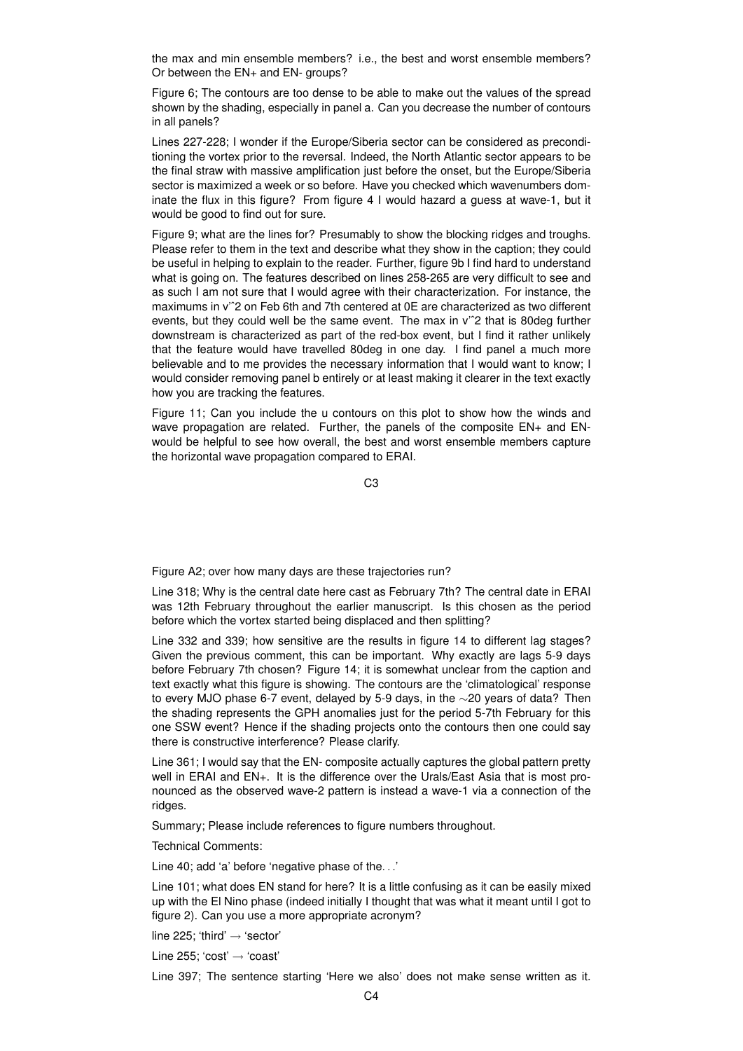the max and min ensemble members? i.e., the best and worst ensemble members? Or between the EN+ and EN- groups?

Figure 6; The contours are too dense to be able to make out the values of the spread shown by the shading, especially in panel a. Can you decrease the number of contours in all panels?

Lines 227-228; I wonder if the Europe/Siberia sector can be considered as preconditioning the vortex prior to the reversal. Indeed, the North Atlantic sector appears to be the final straw with massive amplification just before the onset, but the Europe/Siberia sector is maximized a week or so before. Have you checked which wavenumbers dominate the flux in this figure? From figure 4 I would hazard a guess at wave-1, but it would be good to find out for sure.

Figure 9; what are the lines for? Presumably to show the blocking ridges and troughs. Please refer to them in the text and describe what they show in the caption; they could be useful in helping to explain to the reader. Further, figure 9b I find hard to understand what is going on. The features described on lines 258-265 are very difficult to see and as such I am not sure that I would agree with their characterization. For instance, the maximums in v'ˆ2 on Feb 6th and 7th centered at 0E are characterized as two different events, but they could well be the same event. The max in v'ˆ2 that is 80deg further downstream is characterized as part of the red-box event, but I find it rather unlikely that the feature would have travelled 80deg in one day. I find panel a much more believable and to me provides the necessary information that I would want to know; I would consider removing panel b entirely or at least making it clearer in the text exactly how you are tracking the features.

Figure 11; Can you include the u contours on this plot to show how the winds and wave propagation are related. Further, the panels of the composite EN+ and EN- would be helpful to see how overall, the best and worst ensemble members capture the horizontal wave propagation compared to ERAI.

Figure A2; over how many days are these trajectories run?

Line 318; Why is the central date here cast as February 7th? The central date in ERAI was 12th February throughout the earlier manuscript. Is this chosen as the period before which the vortex started being displaced and then splitting?

Line 332 and 339; how sensitive are the results in figure 14 to different lag stages? Given the previous comment, this can be important. Why exactly are lags 5-9 days before February 7th chosen? Figure 14; it is somewhat unclear from the caption and text exactly what this figure is showing. The contours are the 'climatological' response to every MJO phase 6-7 event, delayed by 5-9 days, in the ∼20 years of data? Then the shading represents the GPH anomalies just for the period 5-7th February for this one SSW event? Hence if the shading projects onto the contours then one could say there is constructive interference? Please clarify.

Line 361; I would say that the EN- composite actually captures the global pattern pretty well in ERAI and EN+. It is the difference over the Urals/East Asia that is most pronounced as the observed wave-2 pattern is instead a wave-1 via a connection of the ridges.

Summary; Please include references to figure numbers throughout.

Technical Comments:

Line 40; add 'a' before 'negative phase of the. . .'

Line 101; what does EN stand for here? It is a little confusing as it can be easily mixed up with the El Nino phase (indeed initially I thought that was what it meant until I got to figure 2). Can you use a more appropriate acronym?

line 225; 'third' → 'sector'

Line 255; 'cost' → 'coast'

Line 397; The sentence starting 'Here we also' does not make sense written as it.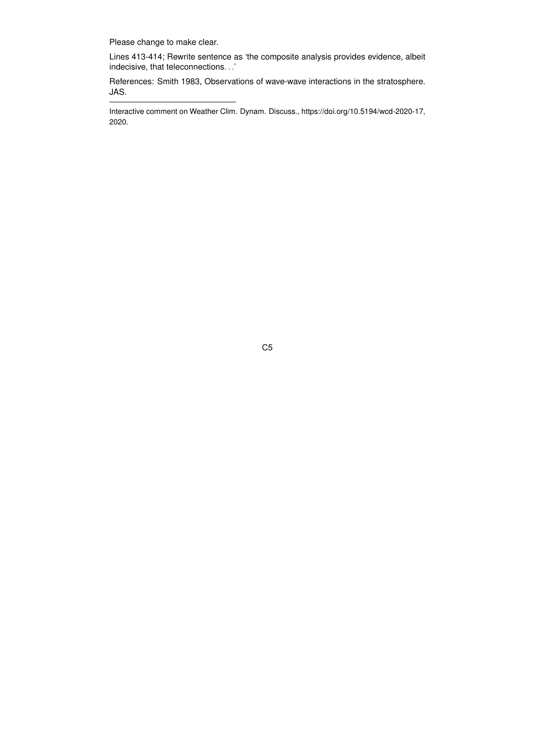Please change to make clear.

Lines 413-414; Rewrite sentence as 'the composite analysis provides evidence, albeit indecisive, that teleconnections. . .'

References: Smith 1983, Observations of wave-wave interactions in the stratosphere. JAS.

---

Interactive comment on Weather Clim. Dynam. Discuss., https://doi.org/10.5194/wcd-2020-17, 2020.